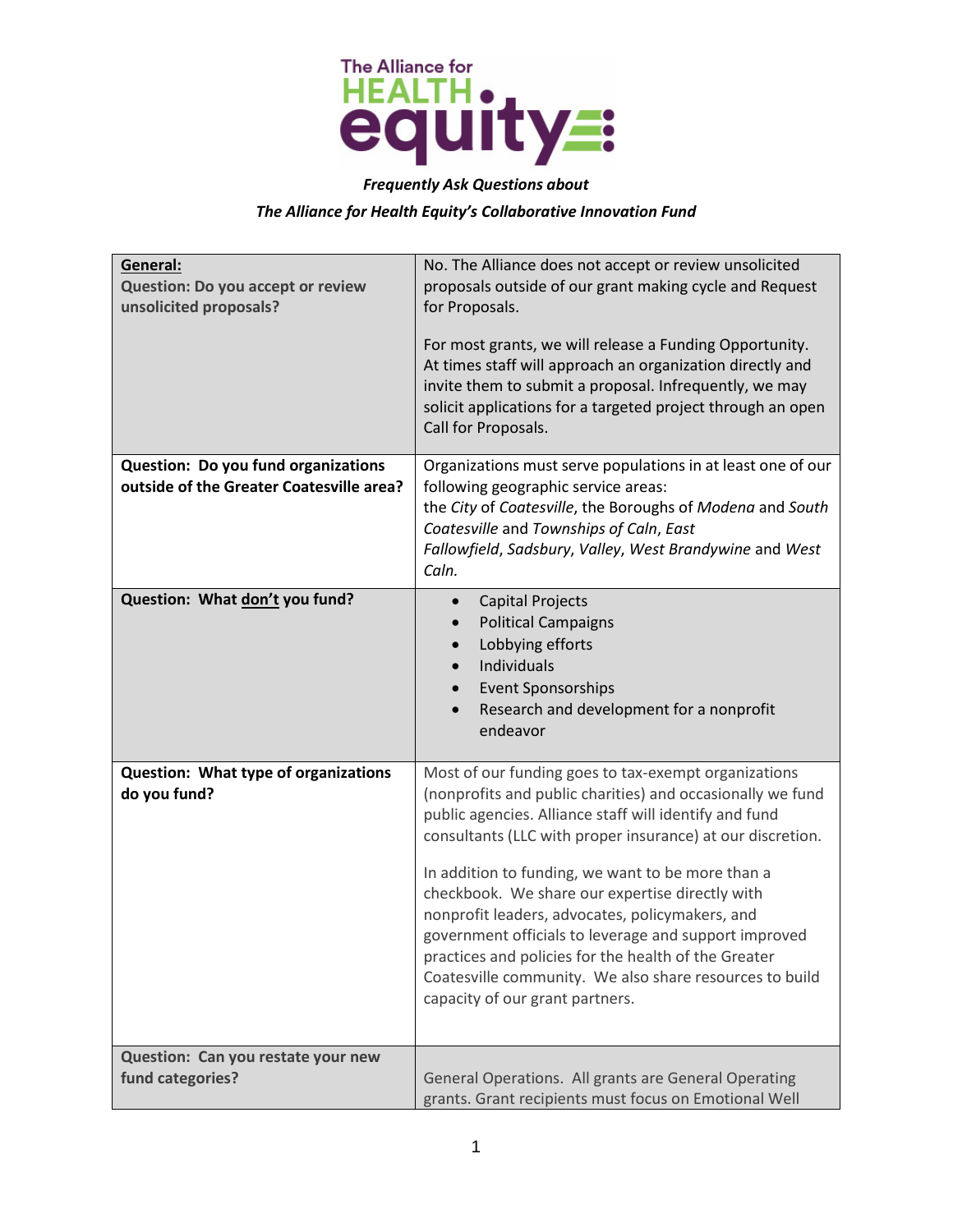*Frequently Ask Questions about*

*The Alliance for Health Equity's Collaborative Innovation Fund*

| **General:**<br>**Question: Do you accept or review unsolicited proposals?** | No. The Alliance does not accept or review unsolicited proposals outside of our grant making cycle and Request for Proposals.<br><br>For most grants, we will release a Funding Opportunity. At times staff will approach an organization directly and invite them to submit a proposal. Infrequently, we may solicit applications for a targeted project through an open Call for Proposals. |
|---|---|
| **Question: Do you fund organizations outside of the Greater Coatesville area?** | Organizations must serve populations in at least one of our following geographic service areas:<br>the *City* of *Coatesville*, the Boroughs of *Modena* and *South Coatesville* and *Townships of Caln*, *East Fallowfield*, *Sadsbury*, *Valley*, *West Brandywine* and *West Caln*. |
| **Question: What <u>don't</u> you fund?** | • Capital Projects<br>• Political Campaigns<br>• Lobbying efforts<br>• Individuals<br>• Event Sponsorships<br>• Research and development for a nonprofit endeavor |
| **Question: What type of organizations do you fund?** | Most of our funding goes to tax-exempt organizations (nonprofits and public charities) and occasionally we fund public agencies. Alliance staff will identify and fund consultants (LLC with proper insurance) at our discretion.<br><br>In addition to funding, we want to be more than a checkbook. We share our expertise directly with nonprofit leaders, advocates, policymakers, and government officials to leverage and support improved practices and policies for the health of the Greater Coatesville community. We also share resources to build capacity of our grant partners. |
| **Question: Can you restate your new fund categories?** | General Operations. All grants are General Operating grants. Grant recipients must focus on Emotional Well |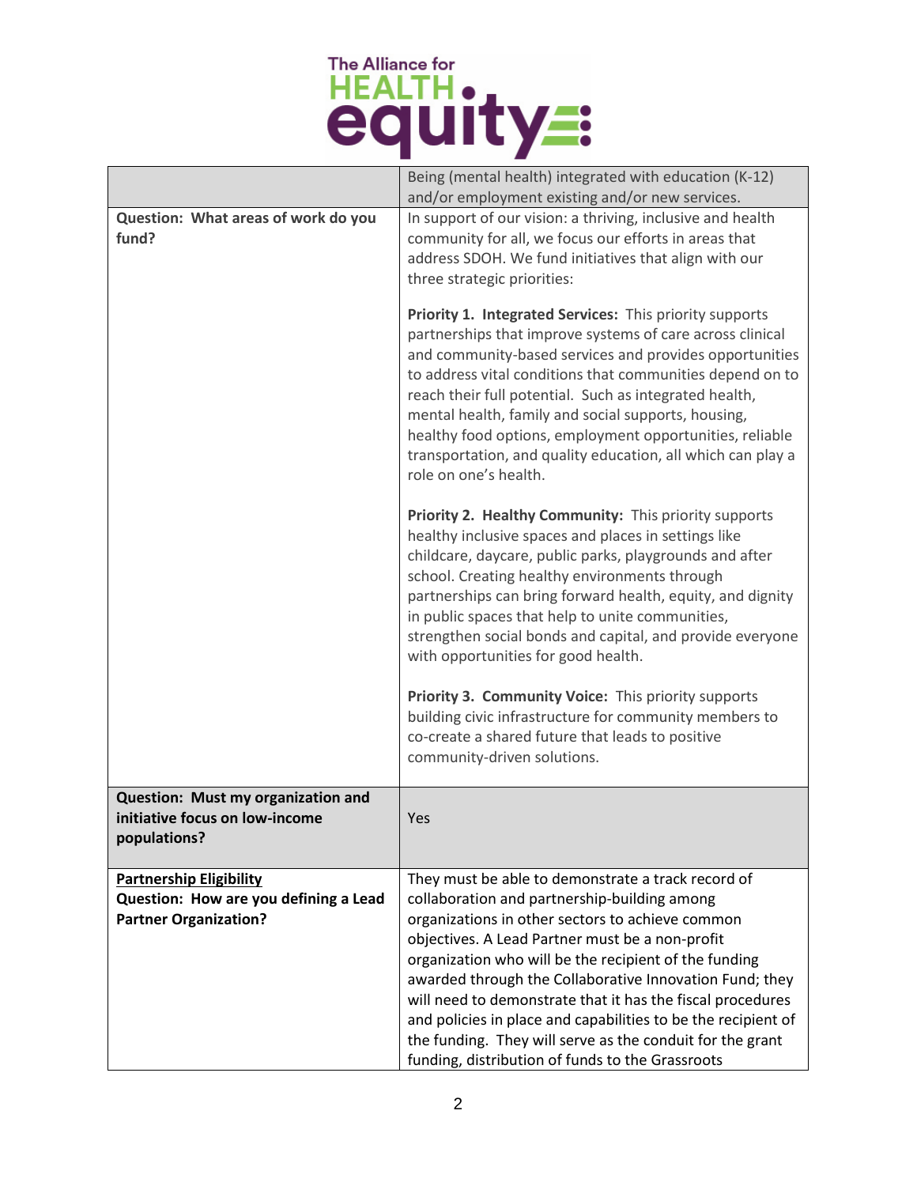| | |
|---|---|
| | Being (mental health) integrated with education (K-12) and/or employment existing and/or new services. |
| **Question: What areas of work do you fund?** | In support of our vision: a thriving, inclusive and health community for all, we focus our efforts in areas that address SDOH. We fund initiatives that align with our three strategic priorities:<br><br>**Priority 1. Integrated Services:** This priority supports partnerships that improve systems of care across clinical and community-based services and provides opportunities to address vital conditions that communities depend on to reach their full potential. Such as integrated health, mental health, family and social supports, housing, healthy food options, employment opportunities, reliable transportation, and quality education, all which can play a role on one's health.<br><br>**Priority 2. Healthy Community:** This priority supports healthy inclusive spaces and places in settings like childcare, daycare, public parks, playgrounds and after school. Creating healthy environments through partnerships can bring forward health, equity, and dignity in public spaces that help to unite communities, strengthen social bonds and capital, and provide everyone with opportunities for good health.<br><br>**Priority 3. Community Voice:** This priority supports building civic infrastructure for community members to co-create a shared future that leads to positive community-driven solutions. |
| **Question: Must my organization and initiative focus on low-income populations?** | Yes |
| **<u>Partnership Eligibility</u>**<br>**Question: How are you defining a Lead Partner Organization?** | They must be able to demonstrate a track record of collaboration and partnership-building among organizations in other sectors to achieve common objectives. A Lead Partner must be a non-profit organization who will be the recipient of the funding awarded through the Collaborative Innovation Fund; they will need to demonstrate that it has the fiscal procedures and policies in place and capabilities to be the recipient of the funding. They will serve as the conduit for the grant funding, distribution of funds to the Grassroots |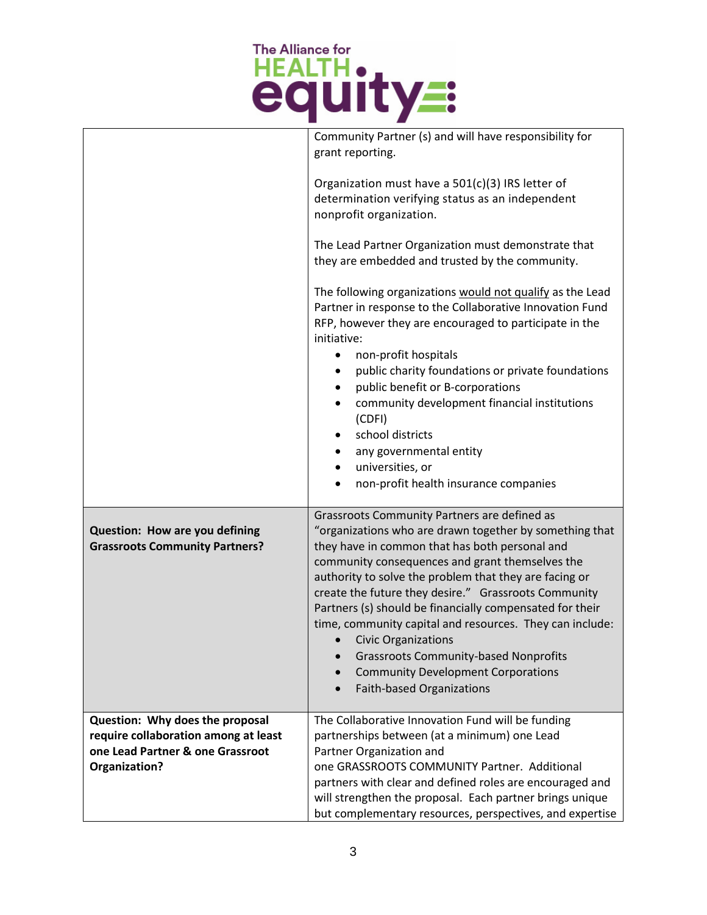| | |
|---|---|
| | Community Partner (s) and will have responsibility for grant reporting.<br><br>Organization must have a 501(c)(3) IRS letter of determination verifying status as an independent nonprofit organization.<br><br>The Lead Partner Organization must demonstrate that they are embedded and trusted by the community.<br><br>The following organizations <u>would not qualify</u> as the Lead Partner in response to the Collaborative Innovation Fund RFP, however they are encouraged to participate in the initiative:<br>• non-profit hospitals<br>• public charity foundations or private foundations<br>• public benefit or B-corporations<br>• community development financial institutions (CDFI)<br>• school districts<br>• any governmental entity<br>• universities, or<br>• non-profit health insurance companies |
| **Question: How are you defining Grassroots Community Partners?** | Grassroots Community Partners are defined as "organizations who are drawn together by something that they have in common that has both personal and community consequences and grant themselves the authority to solve the problem that they are facing or create the future they desire." Grassroots Community Partners (s) should be financially compensated for their time, community capital and resources. They can include:<br>• Civic Organizations<br>• Grassroots Community-based Nonprofits<br>• Community Development Corporations<br>• Faith-based Organizations |
| **Question: Why does the proposal require collaboration among at least one Lead Partner & one Grassroot Organization?** | The Collaborative Innovation Fund will be funding partnerships between (at a minimum) one Lead Partner Organization and one GRASSROOTS COMMUNITY Partner. Additional partners with clear and defined roles are encouraged and will strengthen the proposal. Each partner brings unique but complementary resources, perspectives, and expertise |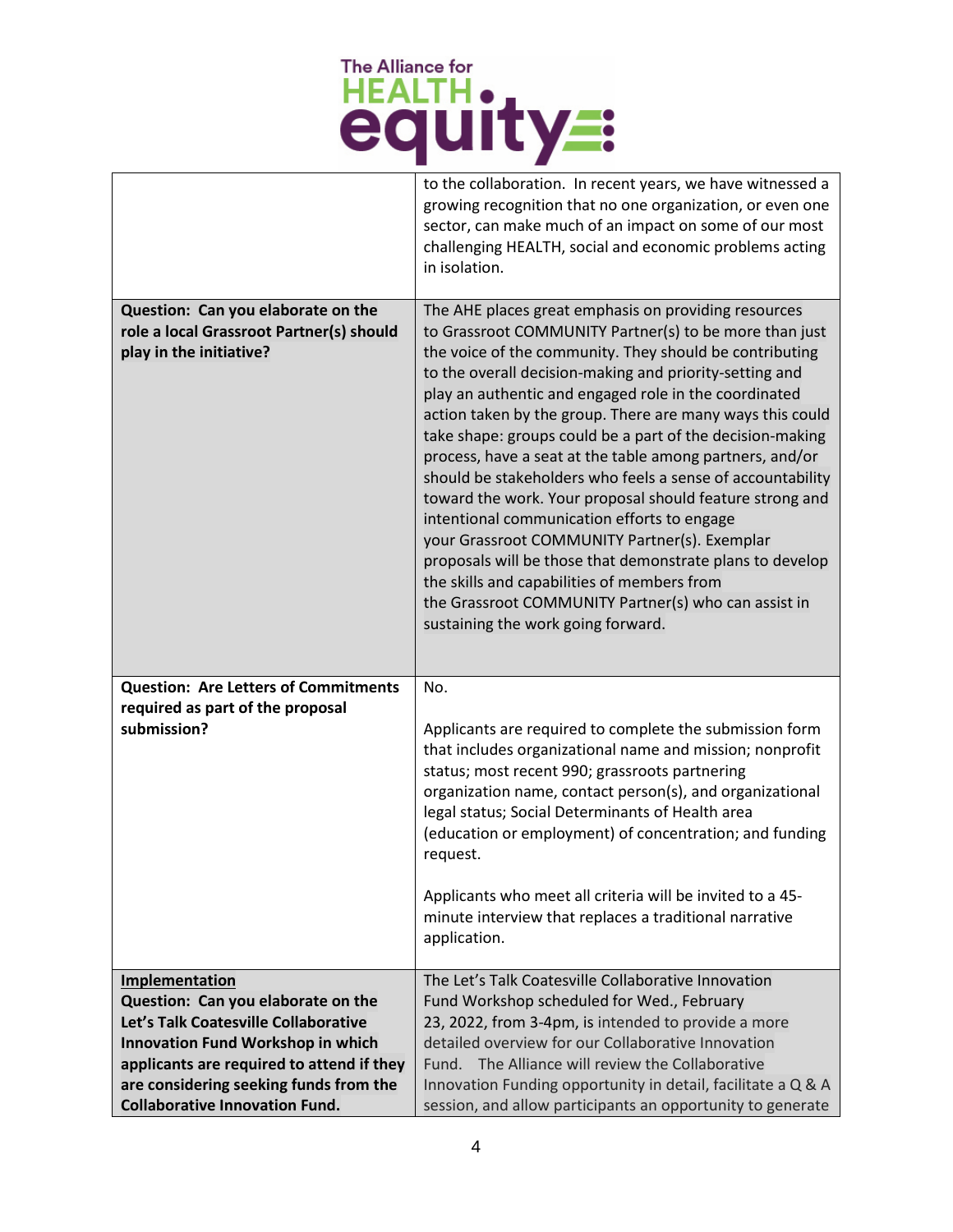| | |
|---|---|
| | to the collaboration. In recent years, we have witnessed a growing recognition that no one organization, or even one sector, can make much of an impact on some of our most challenging HEALTH, social and economic problems acting in isolation. |
| **Question: Can you elaborate on the role a local Grassroot Partner(s) should play in the initiative?** | The AHE places great emphasis on providing resources to Grassroot COMMUNITY Partner(s) to be more than just the voice of the community. They should be contributing to the overall decision-making and priority-setting and play an authentic and engaged role in the coordinated action taken by the group. There are many ways this could take shape: groups could be a part of the decision-making process, have a seat at the table among partners, and/or should be stakeholders who feels a sense of accountability toward the work. Your proposal should feature strong and intentional communication efforts to engage your Grassroot COMMUNITY Partner(s). Exemplar proposals will be those that demonstrate plans to develop the skills and capabilities of members from the Grassroot COMMUNITY Partner(s) who can assist in sustaining the work going forward. |
| **Question: Are Letters of Commitments required as part of the proposal submission?** | No.<br><br>Applicants are required to complete the submission form that includes organizational name and mission; nonprofit status; most recent 990; grassroots partnering organization name, contact person(s), and organizational legal status; Social Determinants of Health area (education or employment) of concentration; and funding request.<br><br>Applicants who meet all criteria will be invited to a 45-minute interview that replaces a traditional narrative application. |
| **<u>Implementation</u>**<br>**Question: Can you elaborate on the Let's Talk Coatesville Collaborative Innovation Fund Workshop in which applicants are required to attend if they are considering seeking funds from the Collaborative Innovation Fund.** | The Let's Talk Coatesville Collaborative Innovation Fund Workshop scheduled for Wed., February 23, 2022, from 3-4pm, is intended to provide a more detailed overview for our Collaborative Innovation Fund. The Alliance will review the Collaborative Innovation Funding opportunity in detail, facilitate a Q & A session, and allow participants an opportunity to generate |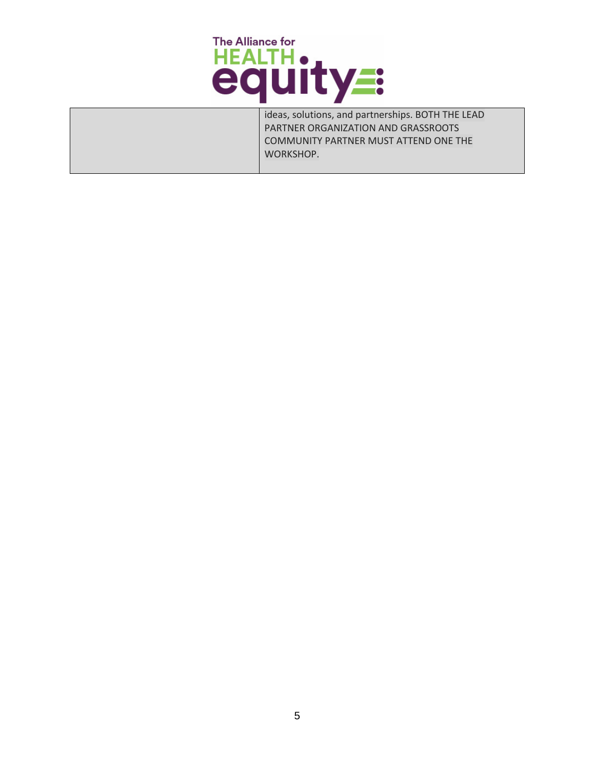| | |
|---|---|
| | ideas, solutions, and partnerships. BOTH THE LEAD PARTNER ORGANIZATION AND GRASSROOTS COMMUNITY PARTNER MUST ATTEND ONE THE WORKSHOP. |